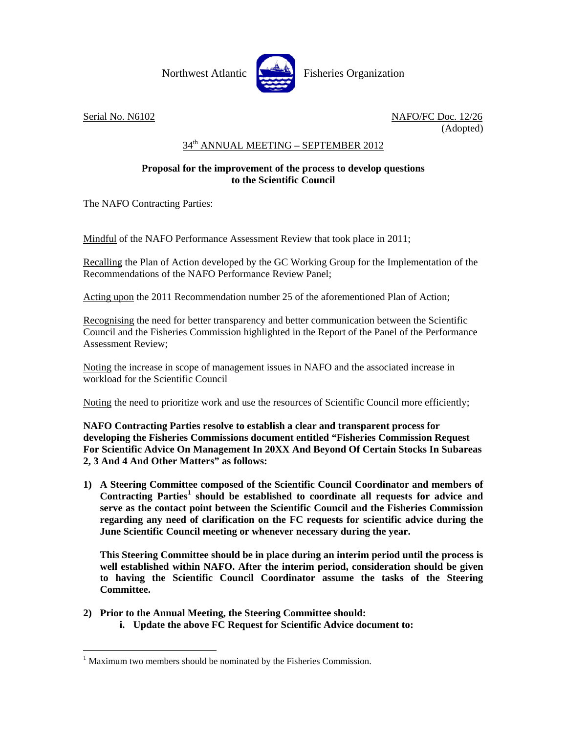Northwest Atlantic Fisheries Organization

Serial No. N6102 NAFO/FC Doc. 12/26
(Adopted)

34th ANNUAL MEETING – SEPTEMBER 2012

**Proposal for the improvement of the process to develop questions to the Scientific Council**

The NAFO Contracting Parties:

Mindful of the NAFO Performance Assessment Review that took place in 2011;

Recalling the Plan of Action developed by the GC Working Group for the Implementation of the Recommendations of the NAFO Performance Review Panel;

Acting upon the 2011 Recommendation number 25 of the aforementioned Plan of Action;

Recognising the need for better transparency and better communication between the Scientific Council and the Fisheries Commission highlighted in the Report of the Panel of the Performance Assessment Review;

Noting the increase in scope of management issues in NAFO and the associated increase in workload for the Scientific Council

Noting the need to prioritize work and use the resources of Scientific Council more efficiently;

**NAFO Contracting Parties resolve to establish a clear and transparent process for developing the Fisheries Commissions document entitled "Fisheries Commission Request For Scientific Advice On Management In 20XX And Beyond Of Certain Stocks In Subareas 2, 3 And 4 And Other Matters" as follows:**

1) **A Steering Committee composed of the Scientific Council Coordinator and members of Contracting Parties[1] should be established to coordinate all requests for advice and serve as the contact point between the Scientific Council and the Fisheries Commission regarding any need of clarification on the FC requests for scientific advice during the June Scientific Council meeting or whenever necessary during the year.**

   **This Steering Committee should be in place during an interim period until the process is well established within NAFO. After the interim period, consideration should be given to having the Scientific Council Coordinator assume the tasks of the Steering Committee.**

2) **Prior to the Annual Meeting, the Steering Committee should:**
   i. **Update the above FC Request for Scientific Advice document to:**

[1] Maximum two members should be nominated by the Fisheries Commission.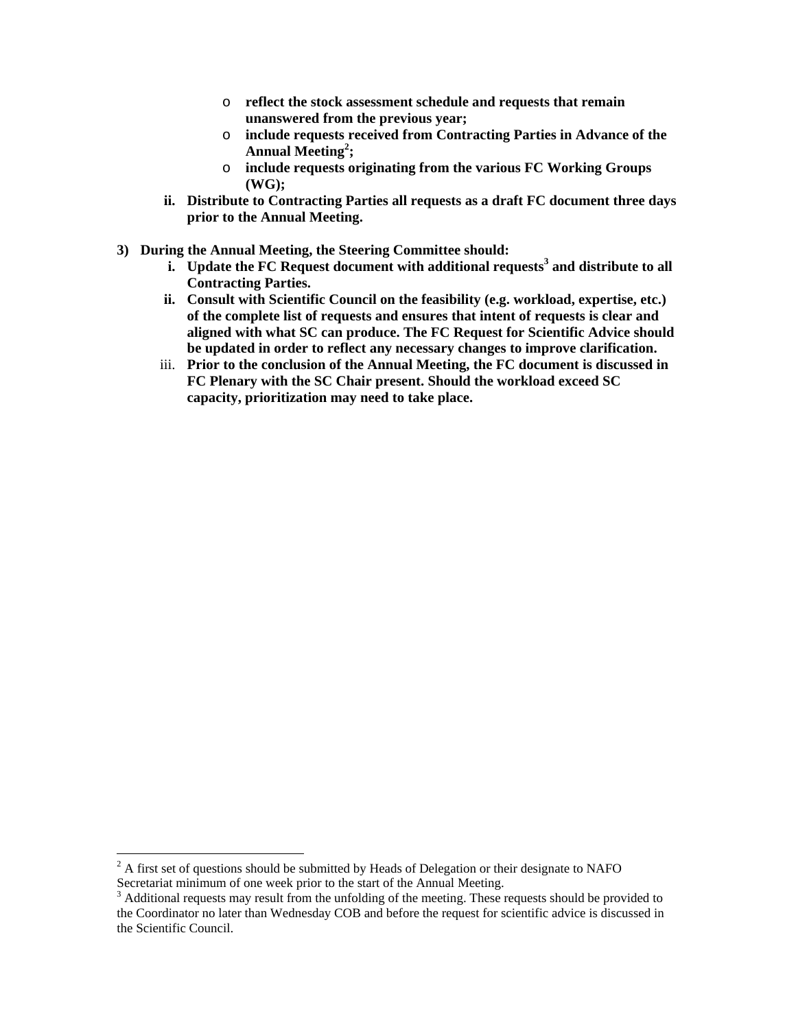- **reflect the stock assessment schedule and requests that remain unanswered from the previous year;**
- **include requests received from Contracting Parties in Advance of the Annual Meeting[2];**
- **include requests originating from the various FC Working Groups (WG);**

ii. **Distribute to Contracting Parties all requests as a draft FC document three days prior to the Annual Meeting.**

**3) During the Annual Meeting, the Steering Committee should:**

i. **Update the FC Request document with additional requests[3] and distribute to all Contracting Parties.**

ii. **Consult with Scientific Council on the feasibility (e.g. workload, expertise, etc.) of the complete list of requests and ensures that intent of requests is clear and aligned with what SC can produce. The FC Request for Scientific Advice should be updated in order to reflect any necessary changes to improve clarification.**

iii. **Prior to the conclusion of the Annual Meeting, the FC document is discussed in FC Plenary with the SC Chair present. Should the workload exceed SC capacity, prioritization may need to take place.**

---

[2] A first set of questions should be submitted by Heads of Delegation or their designate to NAFO Secretariat minimum of one week prior to the start of the Annual Meeting.

[3] Additional requests may result from the unfolding of the meeting. These requests should be provided to the Coordinator no later than Wednesday COB and before the request for scientific advice is discussed in the Scientific Council.